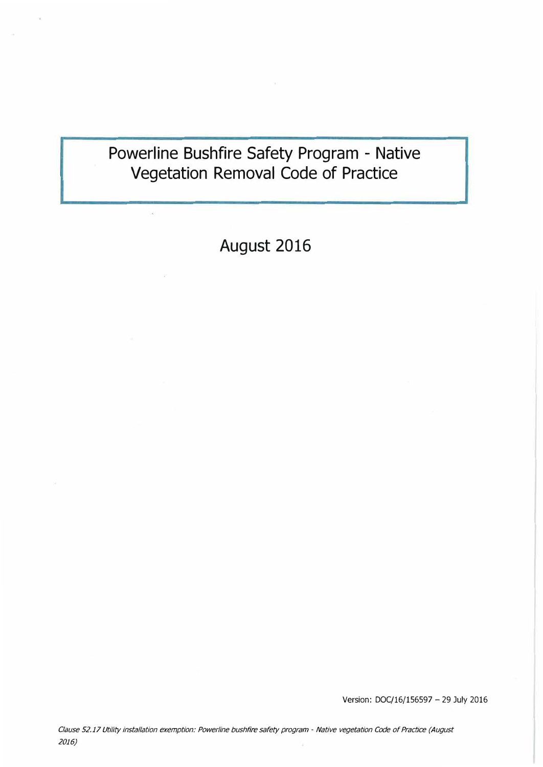# Powerline Bushfire Safety Program - Native Vegetation Removal Code of Practice

August 2016

Version: DOC/16/156597 – 29 July 2016

*Clause 52.17 Utility installation exemption: Powerline bushfire safety program - Native vegetation Code of Practice (August 2016)*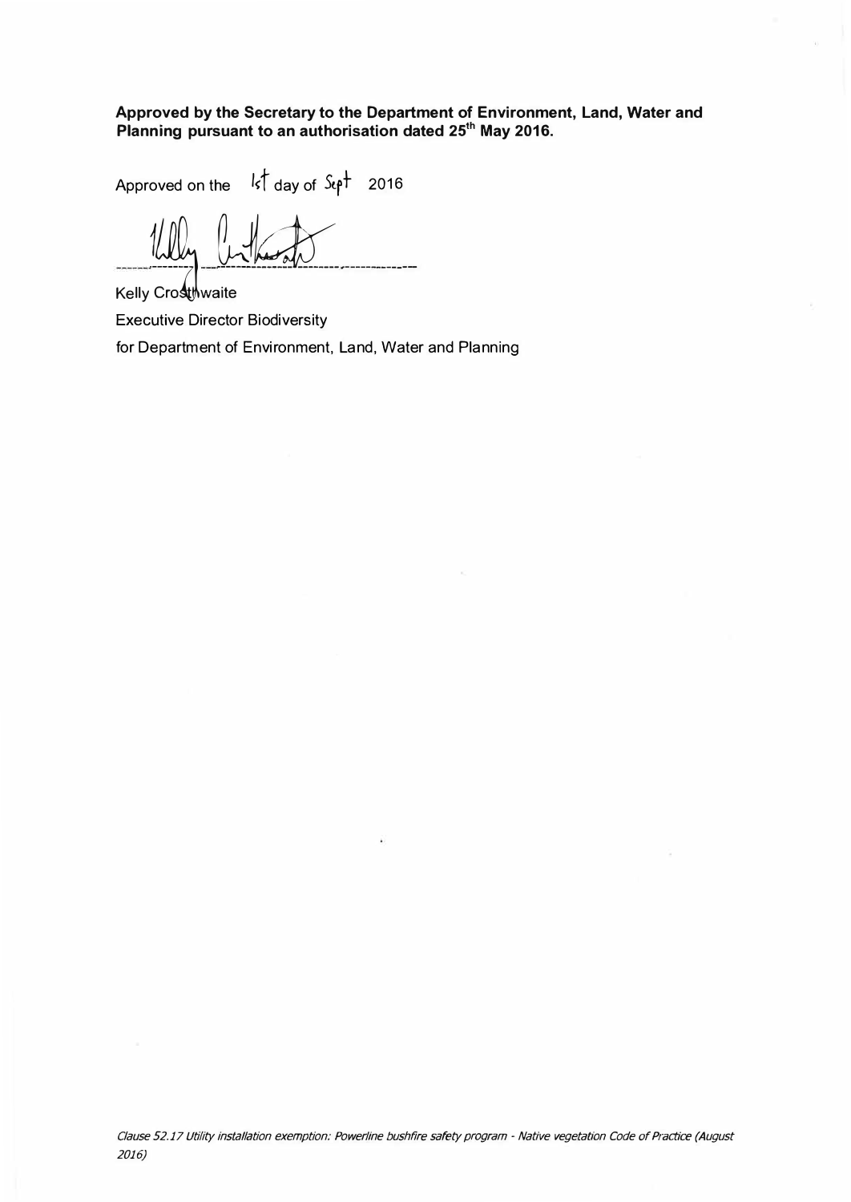**Approved by the Secretary to the Department of Environment, Land, Water and Planning pursuant to an authorisation dated 25th May 2016.**

Approved on the 1st day of Sept 2016

Kelly Crosthwaite

Executive Director Biodiversity

for Department of Environment, Land, Water and Planning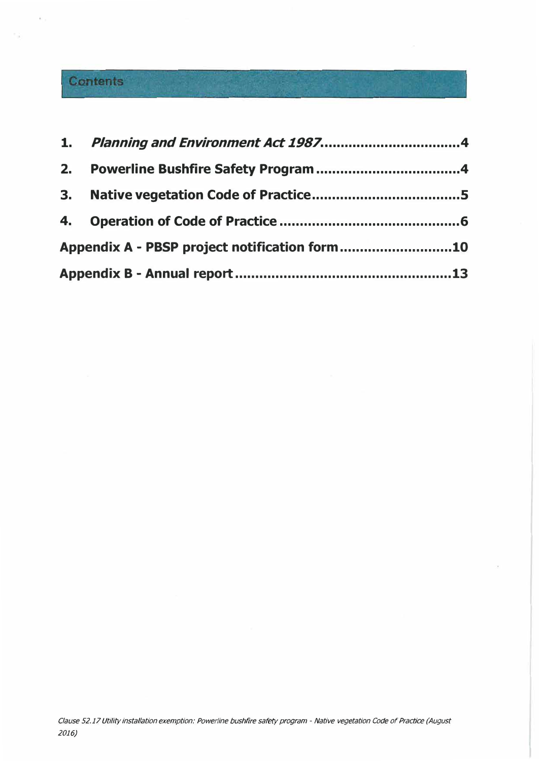## Contents

1. *Planning and Environment Act 1987*..................................4
2. Powerline Bushfire Safety Program....................................4
3. Native vegetation Code of Practice....................................5
4. Operation of Code of Practice............................................6

Appendix A - PBSP project notification form...........................10

Appendix B - Annual report.....................................................13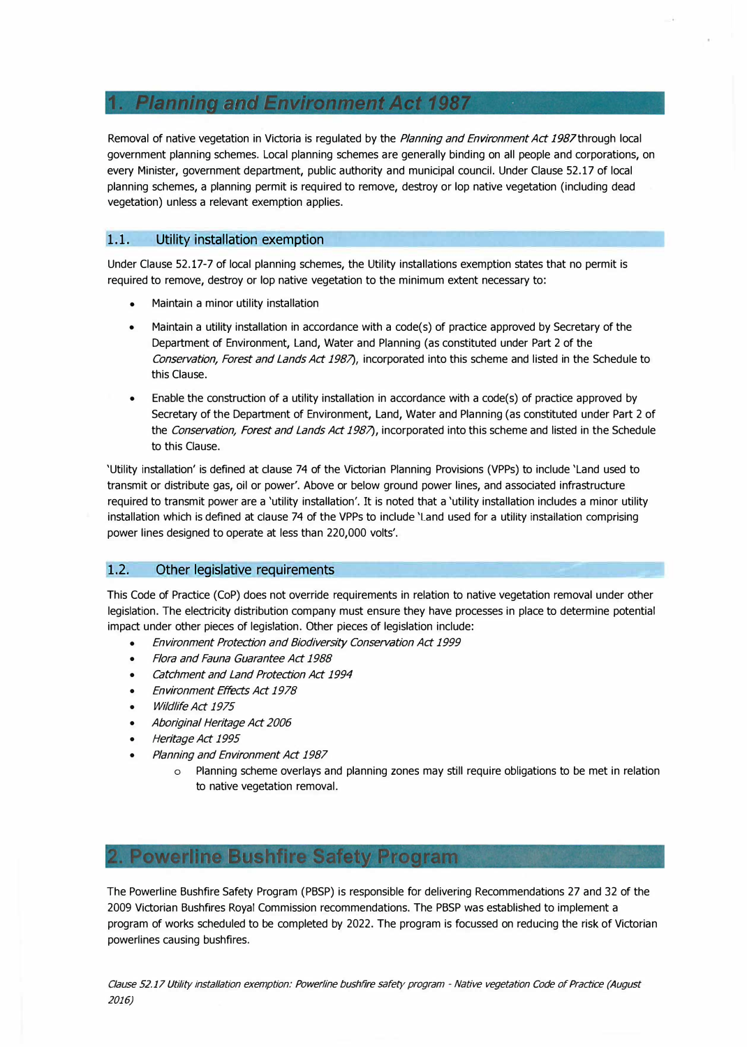# 1. Planning and Environment Act 1987

Removal of native vegetation in Victoria is regulated by the *Planning and Environment Act 1987* through local government planning schemes. Local planning schemes are generally binding on all people and corporations, on every Minister, government department, public authority and municipal council. Under Clause 52.17 of local planning schemes, a planning permit is required to remove, destroy or lop native vegetation (including dead vegetation) unless a relevant exemption applies.

## 1.1. Utility installation exemption

Under Clause 52.17-7 of local planning schemes, the Utility installations exemption states that no permit is required to remove, destroy or lop native vegetation to the minimum extent necessary to:

- Maintain a minor utility installation
- Maintain a utility installation in accordance with a code(s) of practice approved by Secretary of the Department of Environment, Land, Water and Planning (as constituted under Part 2 of the *Conservation, Forest and Lands Act 1987*), incorporated into this scheme and listed in the Schedule to this Clause.
- Enable the construction of a utility installation in accordance with a code(s) of practice approved by Secretary of the Department of Environment, Land, Water and Planning (as constituted under Part 2 of the *Conservation, Forest and Lands Act 1987*), incorporated into this scheme and listed in the Schedule to this Clause.

'Utility installation' is defined at clause 74 of the Victorian Planning Provisions (VPPs) to include 'Land used to transmit or distribute gas, oil or power'. Above or below ground power lines, and associated infrastructure required to transmit power are a 'utility installation'. It is noted that a 'utility installation includes a minor utility installation which is defined at clause 74 of the VPPs to include 'Land used for a utility installation comprising power lines designed to operate at less than 220,000 volts'.

## 1.2. Other legislative requirements

This Code of Practice (CoP) does not override requirements in relation to native vegetation removal under other legislation. The electricity distribution company must ensure they have processes in place to determine potential impact under other pieces of legislation. Other pieces of legislation include:

- *Environment Protection and Biodiversity Conservation Act 1999*
- *Flora and Fauna Guarantee Act 1988*
- *Catchment and Land Protection Act 1994*
- *Environment Effects Act 1978*
- *Wildlife Act 1975*
- *Aboriginal Heritage Act 2006*
- *Heritage Act 1995*
- *Planning and Environment Act 1987*
    - Planning scheme overlays and planning zones may still require obligations to be met in relation to native vegetation removal.

# 2. Powerline Bushfire Safety Program

The Powerline Bushfire Safety Program (PBSP) is responsible for delivering Recommendations 27 and 32 of the 2009 Victorian Bushfires Royal Commission recommendations. The PBSP was established to implement a program of works scheduled to be completed by 2022. The program is focussed on reducing the risk of Victorian powerlines causing bushfires.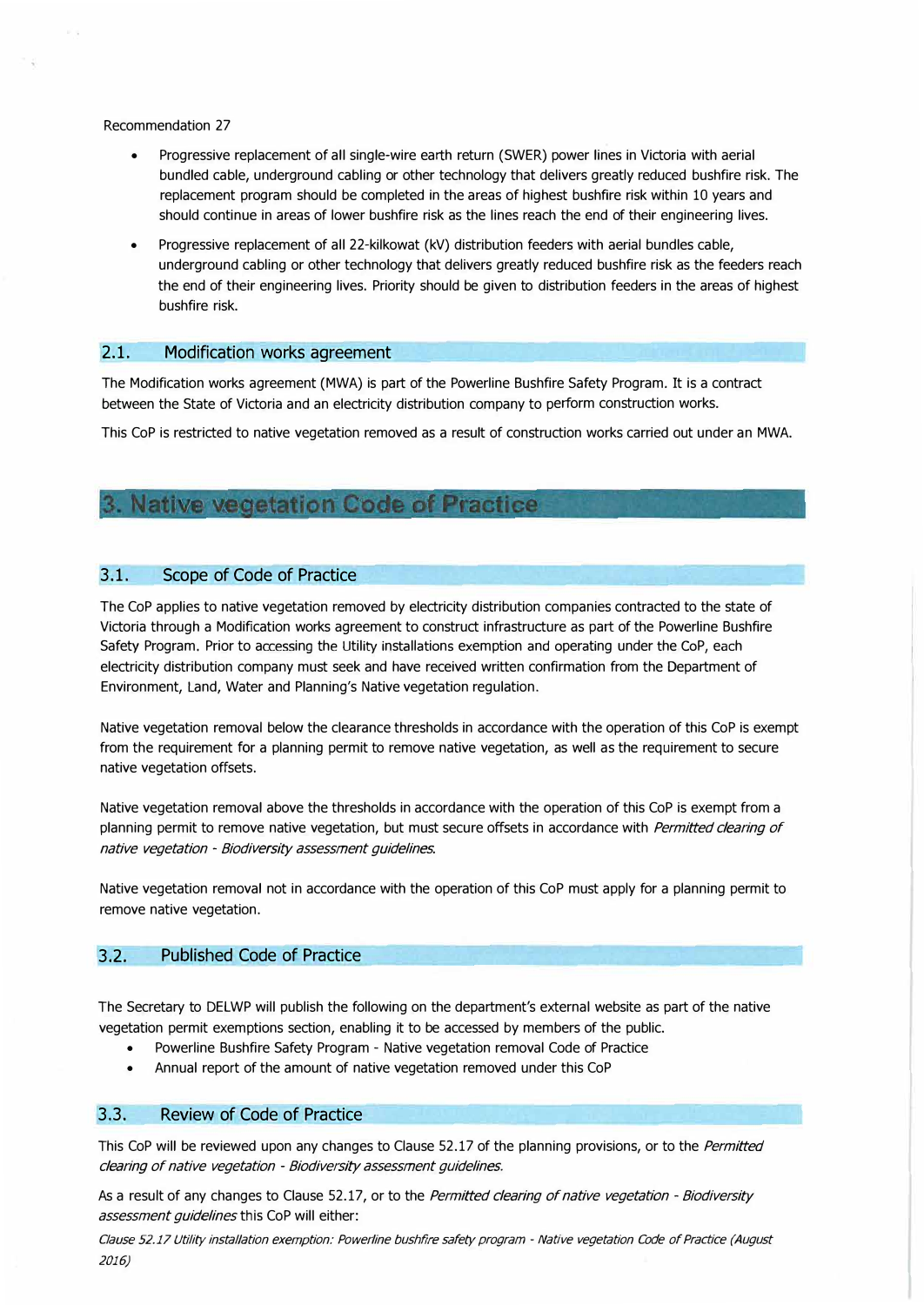Recommendation 27

- Progressive replacement of all single-wire earth return (SWER) power lines in Victoria with aerial bundled cable, underground cabling or other technology that delivers greatly reduced bushfire risk. The replacement program should be completed in the areas of highest bushfire risk within 10 years and should continue in areas of lower bushfire risk as the lines reach the end of their engineering lives.
- Progressive replacement of all 22-kilkowat (kV) distribution feeders with aerial bundles cable, underground cabling or other technology that delivers greatly reduced bushfire risk as the feeders reach the end of their engineering lives. Priority should be given to distribution feeders in the areas of highest bushfire risk.

## 2.1. Modification works agreement

The Modification works agreement (MWA) is part of the Powerline Bushfire Safety Program. It is a contract between the State of Victoria and an electricity distribution company to perform construction works.

This CoP is restricted to native vegetation removed as a result of construction works carried out under an MWA.

# 3. Native vegetation Code of Practice

## 3.1. Scope of Code of Practice

The CoP applies to native vegetation removed by electricity distribution companies contracted to the state of Victoria through a Modification works agreement to construct infrastructure as part of the Powerline Bushfire Safety Program. Prior to accessing the Utility installations exemption and operating under the CoP, each electricity distribution company must seek and have received written confirmation from the Department of Environment, Land, Water and Planning's Native vegetation regulation.

Native vegetation removal below the clearance thresholds in accordance with the operation of this CoP is exempt from the requirement for a planning permit to remove native vegetation, as well as the requirement to secure native vegetation offsets.

Native vegetation removal above the thresholds in accordance with the operation of this CoP is exempt from a planning permit to remove native vegetation, but must secure offsets in accordance with *Permitted clearing of native vegetation - Biodiversity assessment guidelines.*

Native vegetation removal not in accordance with the operation of this CoP must apply for a planning permit to remove native vegetation.

## 3.2. Published Code of Practice

The Secretary to DELWP will publish the following on the department's external website as part of the native vegetation permit exemptions section, enabling it to be accessed by members of the public.

- Powerline Bushfire Safety Program - Native vegetation removal Code of Practice
- Annual report of the amount of native vegetation removed under this CoP

## 3.3. Review of Code of Practice

This CoP will be reviewed upon any changes to Clause 52.17 of the planning provisions, or to the *Permitted clearing of native vegetation - Biodiversity assessment guidelines.*

As a result of any changes to Clause 52.17, or to the *Permitted clearing of native vegetation - Biodiversity assessment guidelines* this CoP will either: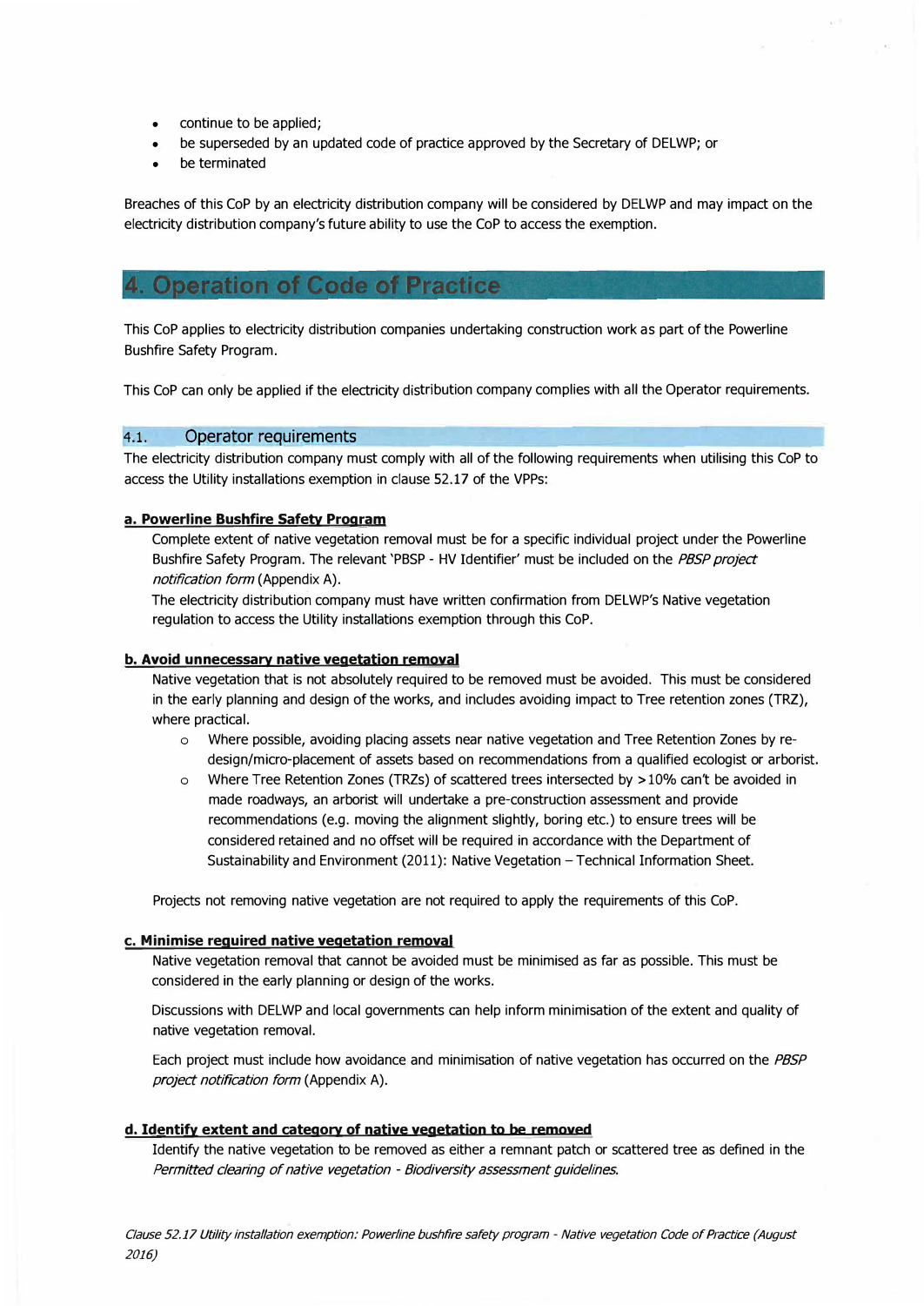- continue to be applied;
- be superseded by an updated code of practice approved by the Secretary of DELWP; or
- be terminated

Breaches of this CoP by an electricity distribution company will be considered by DELWP and may impact on the electricity distribution company's future ability to use the CoP to access the exemption.

# 4. Operation of Code of Practice

This CoP applies to electricity distribution companies undertaking construction work as part of the Powerline Bushfire Safety Program.

This CoP can only be applied if the electricity distribution company complies with all the Operator requirements.

## 4.1. Operator requirements

The electricity distribution company must comply with all of the following requirements when utilising this CoP to access the Utility installations exemption in clause 52.17 of the VPPs:

**a. Powerline Bushfire Safety Program**

Complete extent of native vegetation removal must be for a specific individual project under the Powerline Bushfire Safety Program. The relevant 'PBSP - HV Identifier' must be included on the *PBSP project notification form* (Appendix A).

The electricity distribution company must have written confirmation from DELWP's Native vegetation regulation to access the Utility installations exemption through this CoP.

**b. Avoid unnecessary native vegetation removal**

Native vegetation that is not absolutely required to be removed must be avoided. This must be considered in the early planning and design of the works, and includes avoiding impact to Tree retention zones (TRZ), where practical.

- Where possible, avoiding placing assets near native vegetation and Tree Retention Zones by re-design/micro-placement of assets based on recommendations from a qualified ecologist or arborist.
- Where Tree Retention Zones (TRZs) of scattered trees intersected by >10% can't be avoided in made roadways, an arborist will undertake a pre-construction assessment and provide recommendations (e.g. moving the alignment slightly, boring etc.) to ensure trees will be considered retained and no offset will be required in accordance with the Department of Sustainability and Environment (2011): Native Vegetation – Technical Information Sheet.

Projects not removing native vegetation are not required to apply the requirements of this CoP.

**c. Minimise required native vegetation removal**

Native vegetation removal that cannot be avoided must be minimised as far as possible. This must be considered in the early planning or design of the works.

Discussions with DELWP and local governments can help inform minimisation of the extent and quality of native vegetation removal.

Each project must include how avoidance and minimisation of native vegetation has occurred on the *PBSP project notification form* (Appendix A).

**d. Identify extent and category of native vegetation to be removed**

Identify the native vegetation to be removed as either a remnant patch or scattered tree as defined in the *Permitted clearing of native vegetation - Biodiversity assessment guidelines.*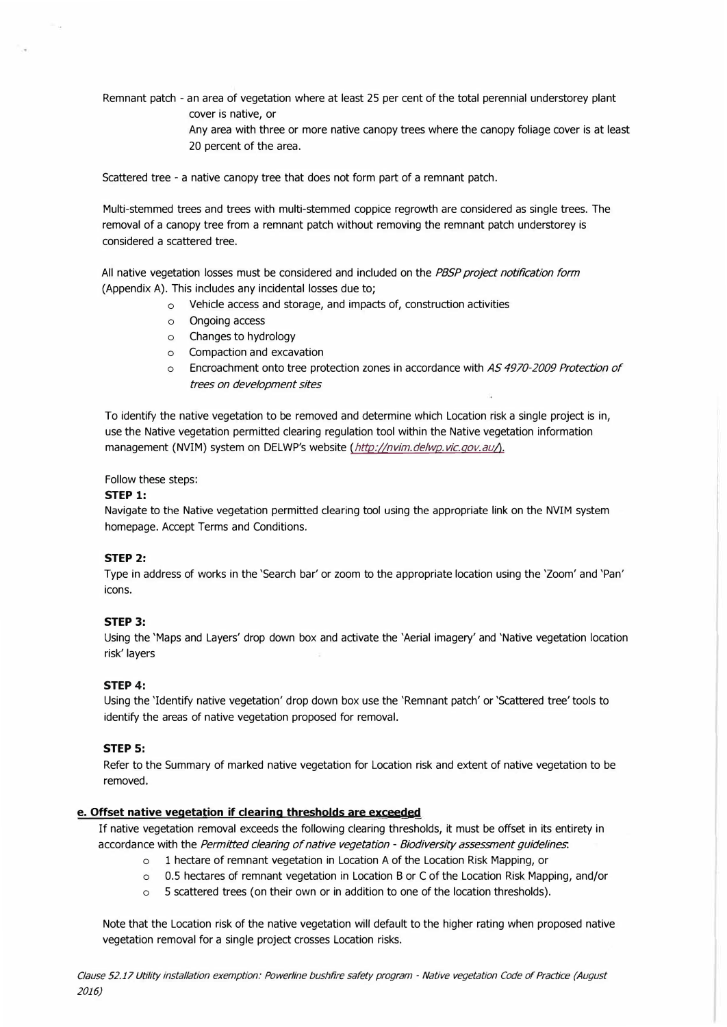Remnant patch - an area of vegetation where at least 25 per cent of the total perennial understorey plant cover is native, or

Any area with three or more native canopy trees where the canopy foliage cover is at least 20 percent of the area.

Scattered tree - a native canopy tree that does not form part of a remnant patch.

Multi-stemmed trees and trees with multi-stemmed coppice regrowth are considered as single trees. The removal of a canopy tree from a remnant patch without removing the remnant patch understorey is considered a scattered tree.

All native vegetation losses must be considered and included on the *PBSP project notification form* (Appendix A). This includes any incidental losses due to;

- Vehicle access and storage, and impacts of, construction activities
- Ongoing access
- Changes to hydrology
- Compaction and excavation
- Encroachment onto tree protection zones in accordance with *AS 4970-2009 Protection of trees on development sites*

To identify the native vegetation to be removed and determine which Location risk a single project is in, use the Native vegetation permitted clearing regulation tool within the Native vegetation information management (NVIM) system on DELWP's website (*http://nvim.delwp.vic.gov.au/*).

Follow these steps:

**STEP 1:**

Navigate to the Native vegetation permitted clearing tool using the appropriate link on the NVIM system homepage. Accept Terms and Conditions.

**STEP 2:**

Type in address of works in the 'Search bar' or zoom to the appropriate location using the 'Zoom' and 'Pan' icons.

**STEP 3:**

Using the 'Maps and Layers' drop down box and activate the 'Aerial imagery' and 'Native vegetation location risk' layers

**STEP 4:**

Using the 'Identify native vegetation' drop down box use the 'Remnant patch' or 'Scattered tree' tools to identify the areas of native vegetation proposed for removal.

**STEP 5:**

Refer to the Summary of marked native vegetation for Location risk and extent of native vegetation to be removed.

**e. Offset native vegetation if clearing thresholds are exceeded**

If native vegetation removal exceeds the following clearing thresholds, it must be offset in its entirety in accordance with the *Permitted clearing of native vegetation - Biodiversity assessment guidelines*:

- 1 hectare of remnant vegetation in Location A of the Location Risk Mapping, or
- 0.5 hectares of remnant vegetation in Location B or C of the Location Risk Mapping, and/or
- 5 scattered trees (on their own or in addition to one of the location thresholds).

Note that the Location risk of the native vegetation will default to the higher rating when proposed native vegetation removal for a single project crosses Location risks.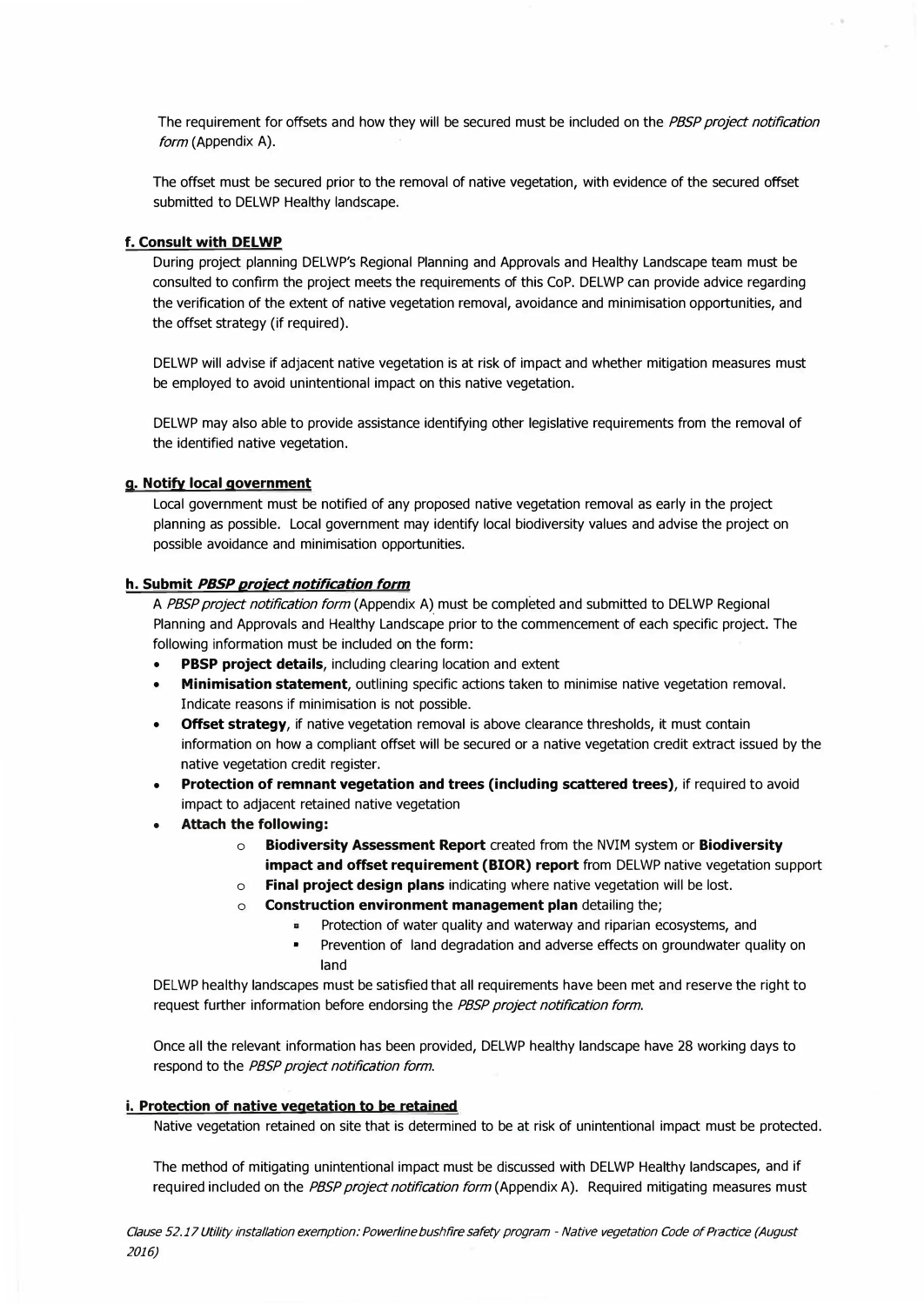The requirement for offsets and how they will be secured must be included on the *PBSP project notification form* (Appendix A).

The offset must be secured prior to the removal of native vegetation, with evidence of the secured offset submitted to DELWP Healthy landscape.

#### f. Consult with DELWP

During project planning DELWP's Regional Planning and Approvals and Healthy Landscape team must be consulted to confirm the project meets the requirements of this CoP. DELWP can provide advice regarding the verification of the extent of native vegetation removal, avoidance and minimisation opportunities, and the offset strategy (if required).

DELWP will advise if adjacent native vegetation is at risk of impact and whether mitigation measures must be employed to avoid unintentional impact on this native vegetation.

DELWP may also able to provide assistance identifying other legislative requirements from the removal of the identified native vegetation.

#### g. Notify local government

Local government must be notified of any proposed native vegetation removal as early in the project planning as possible. Local government may identify local biodiversity values and advise the project on possible avoidance and minimisation opportunities.

#### h. Submit *PBSP project notification form*

A *PBSP project notification form* (Appendix A) must be completed and submitted to DELWP Regional Planning and Approvals and Healthy Landscape prior to the commencement of each specific project. The following information must be included on the form:

- **PBSP project details**, including clearing location and extent
- **Minimisation statement**, outlining specific actions taken to minimise native vegetation removal. Indicate reasons if minimisation is not possible.
- **Offset strategy**, if native vegetation removal is above clearance thresholds, it must contain information on how a compliant offset will be secured or a native vegetation credit extract issued by the native vegetation credit register.
- **Protection of remnant vegetation and trees (including scattered trees)**, if required to avoid impact to adjacent retained native vegetation
- **Attach the following:**
  - **Biodiversity Assessment Report** created from the NVIM system or **Biodiversity impact and offset requirement (BIOR) report** from DELWP native vegetation support
  - **Final project design plans** indicating where native vegetation will be lost.
  - **Construction environment management plan** detailing the;
    - Protection of water quality and waterway and riparian ecosystems, and
    - Prevention of land degradation and adverse effects on groundwater quality on land

DELWP healthy landscapes must be satisfied that all requirements have been met and reserve the right to request further information before endorsing the *PBSP project notification form.*

Once all the relevant information has been provided, DELWP healthy landscape have 28 working days to respond to the *PBSP project notification form.*

#### i. Protection of native vegetation to be retained

Native vegetation retained on site that is determined to be at risk of unintentional impact must be protected.

The method of mitigating unintentional impact must be discussed with DELWP Healthy landscapes, and if required included on the *PBSP project notification form* (Appendix A). Required mitigating measures must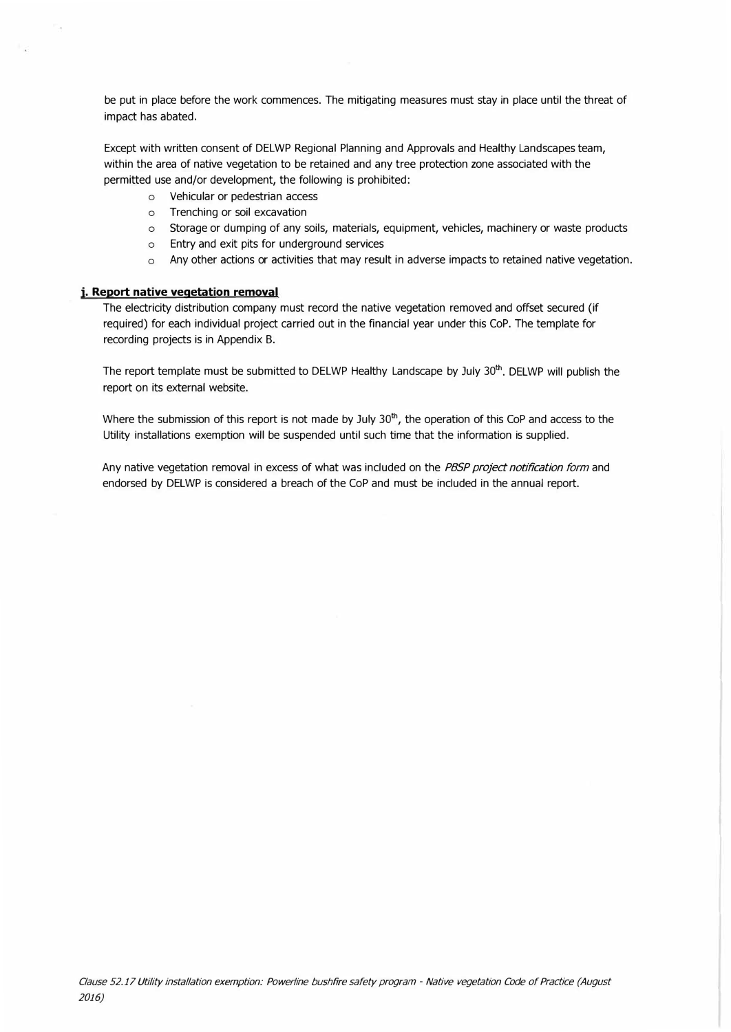be put in place before the work commences. The mitigating measures must stay in place until the threat of impact has abated.

Except with written consent of DELWP Regional Planning and Approvals and Healthy Landscapes team, within the area of native vegetation to be retained and any tree protection zone associated with the permitted use and/or development, the following is prohibited:

- Vehicular or pedestrian access
- Trenching or soil excavation
- Storage or dumping of any soils, materials, equipment, vehicles, machinery or waste products
- Entry and exit pits for underground services
- Any other actions or activities that may result in adverse impacts to retained native vegetation.

**j. Report native vegetation removal**

The electricity distribution company must record the native vegetation removed and offset secured (if required) for each individual project carried out in the financial year under this CoP. The template for recording projects is in Appendix B.

The report template must be submitted to DELWP Healthy Landscape by July 30th. DELWP will publish the report on its external website.

Where the submission of this report is not made by July 30th, the operation of this CoP and access to the Utility installations exemption will be suspended until such time that the information is supplied.

Any native vegetation removal in excess of what was included on the *PBSP project notification form* and endorsed by DELWP is considered a breach of the CoP and must be included in the annual report.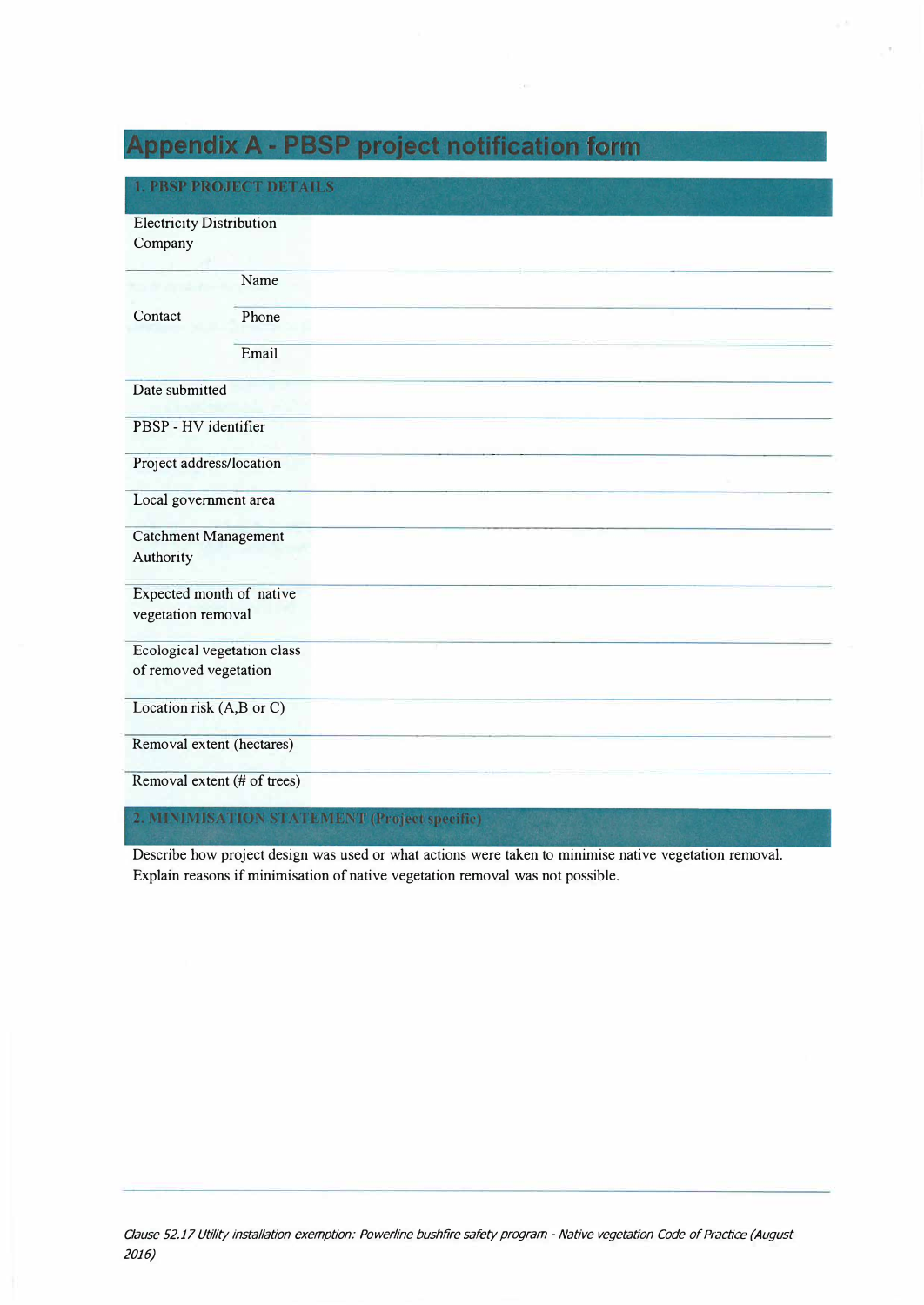# Appendix A - PBSP project notification form

| 1. PBSP PROJECT DETAILS | | |
|---|---|---|
| Electricity Distribution Company | | |
| Contact | Name | |
| | Phone | |
| | Email | |
| Date submitted | | |
| PBSP - HV identifier | | |
| Project address/location | | |
| Local government area | | |
| Catchment Management Authority | | |
| Expected month of native vegetation removal | | |
| Ecological vegetation class of removed vegetation | | |
| Location risk (A,B or C) | | |
| Removal extent (hectares) | | |
| Removal extent (# of trees) | | |

| 2. MINIMISATION STATEMENT (Project specific) |
|---|
| Describe how project design was used or what actions were taken to minimise native vegetation removal. Explain reasons if minimisation of native vegetation removal was not possible. |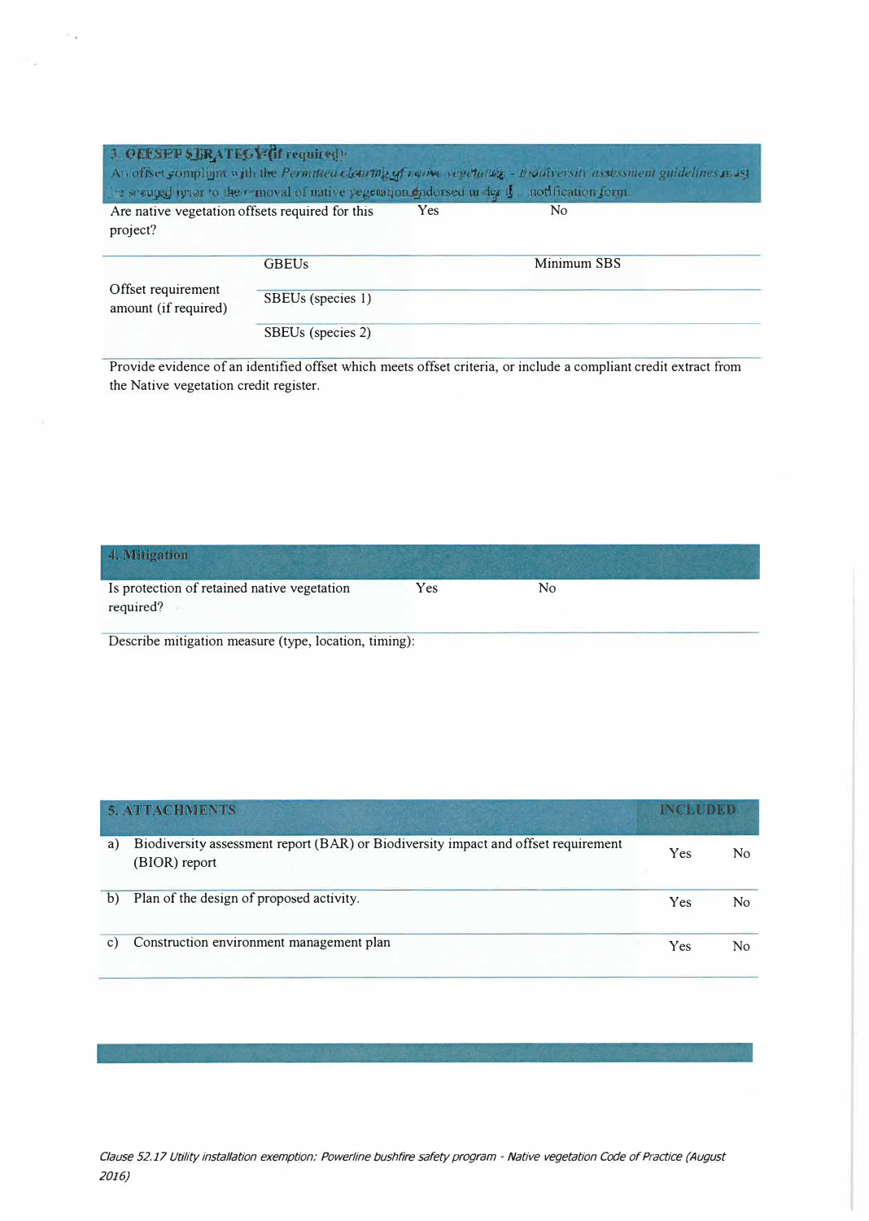## 3. OFFSET STRATEGY (if required)

An offset compliant with the *Permitted clearing of native vegetation - Biodiversity assessment guidelines* must be secured prior to the removal of native vegetation endorsed under this notification form.

| Are native vegetation offsets required for this project? | Yes | No |
|---|---|---|

| Offset requirement amount (if required) | GBEUs | Minimum SBS |
|---|---|---|
| | SBEUs (species 1) | |
| | SBEUs (species 2) | |

Provide evidence of an identified offset which meets offset criteria, or include a compliant credit extract from the Native vegetation credit register.

## 4. Mitigation

| Is protection of retained native vegetation required? | Yes | No |
|---|---|---|

Describe mitigation measure (type, location, timing):

## 5. ATTACHMENTS

| 5. ATTACHMENTS | INCLUDED | |
|---|---|---|
| a) Biodiversity assessment report (BAR) or Biodiversity impact and offset requirement (BIOR) report | Yes | No |
| b) Plan of the design of proposed activity. | Yes | No |
| c) Construction environment management plan | Yes | No |

*Clause 52.17 Utility installation exemption: Powerline bushfire safety program - Native vegetation Code of Practice (August 2016)*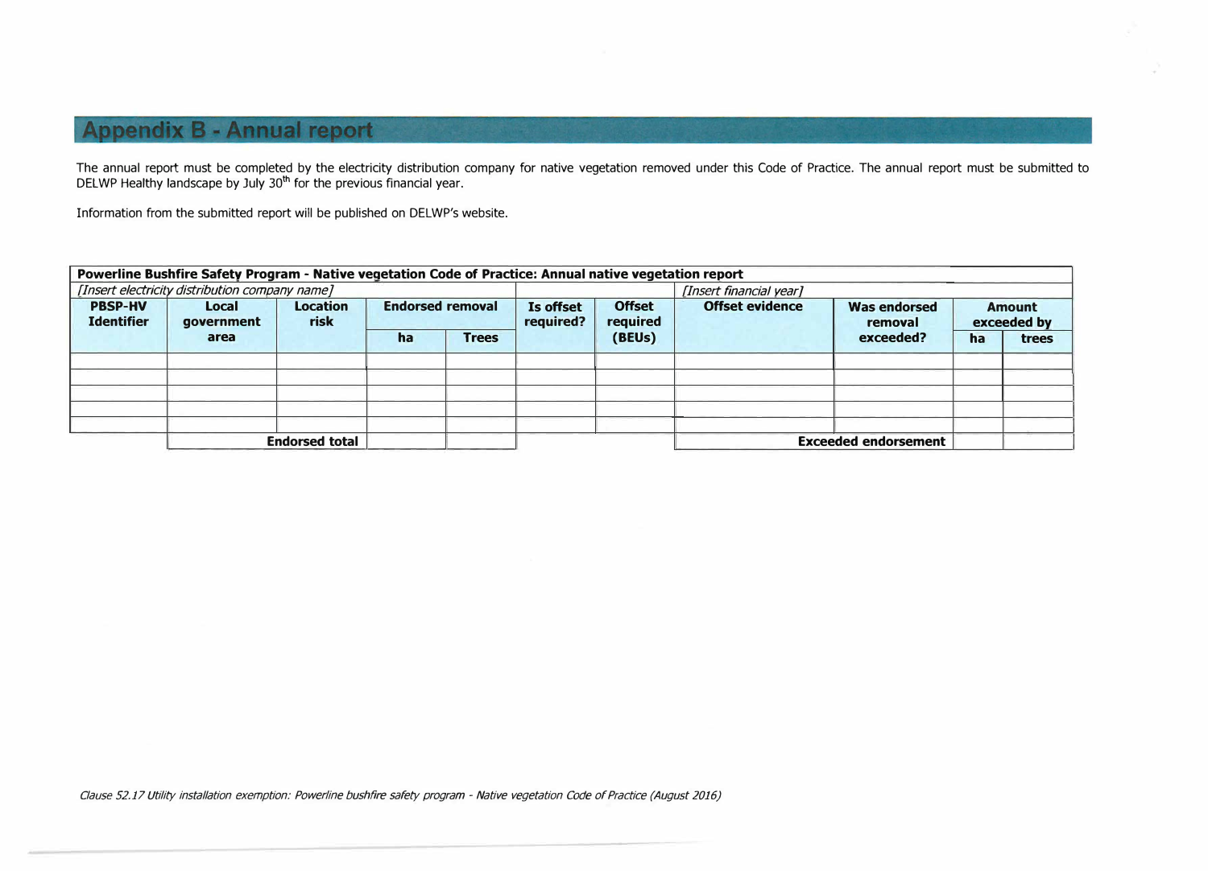## Appendix B - Annual report

The annual report must be completed by the electricity distribution company for native vegetation removed under this Code of Practice. The annual report must be submitted to DELWP Healthy landscape by July 30th for the previous financial year.

Information from the submitted report will be published on DELWP's website.

| Powerline Bushfire Safety Program - Native vegetation Code of Practice: Annual native vegetation report | | | | | | | | | | |
|---|---|---|---|---|---|---|---|---|---|---|
| *[Insert electricity distribution company name]* | | | | | | | *[Insert financial year]* | | | |
| **PBSP-HV Identifier** | **Local government area** | **Location risk** | **Endorsed removal** | | **Is offset required?** | **Offset required (BEUs)** | **Offset evidence** | **Was endorsed removal exceeded?** | **Amount exceeded by** | |
| | | | **ha** | **Trees** | | | | | **ha** | **trees** |
| | | | | | | | | | | |
| | | | | | | | | | | |
| | | | | | | | | | | |
| | | | | | | | | | | |
| | | | | | | | | | | |
| | | **Endorsed total** | | | | | | **Exceeded endorsement** | | |

*Clause 52.17 Utility installation exemption: Powerline bushfire safety program - Native vegetation Code of Practice (August 2016)*